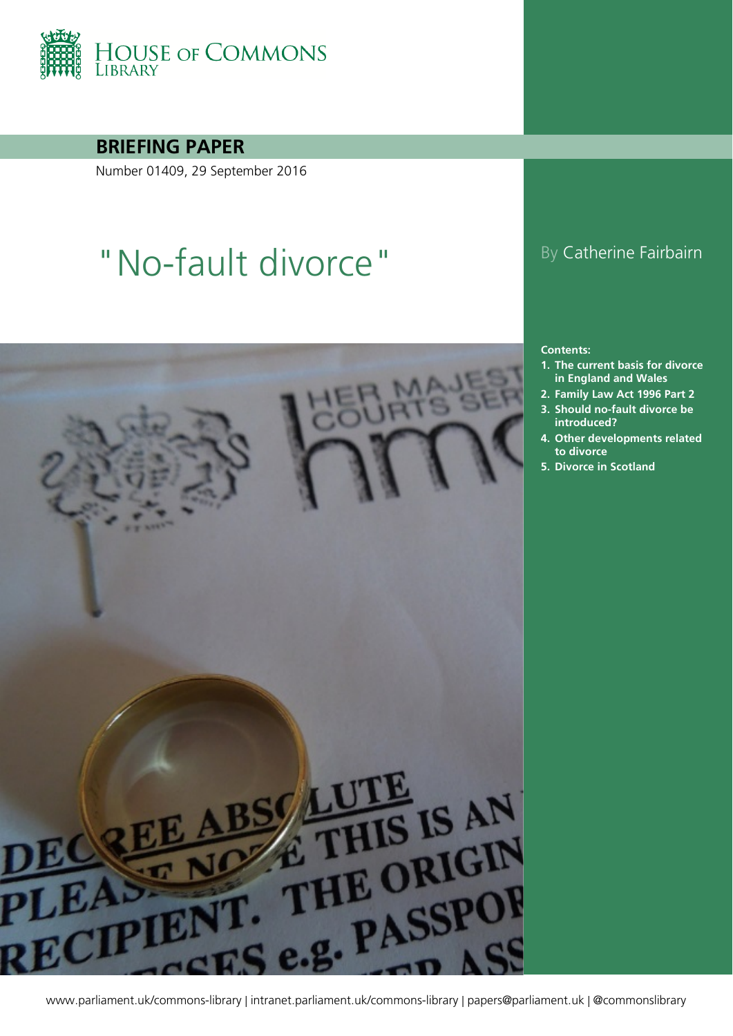HOUSE OF COMMONS LIBRARY

**BRIEFING PAPER**

Number 01409, 29 September 2016

# "No-fault divorce"

By Catherine Fairbairn

**Contents:**

1. **The current basis for divorce in England and Wales**
2. **Family Law Act 1996 Part 2**
3. **Should no-fault divorce be introduced?**
4. **Other developments related to divorce**
5. **Divorce in Scotland**

www.parliament.uk/commons-library | intranet.parliament.uk/commons-library | papers@parliament.uk | @commonslibrary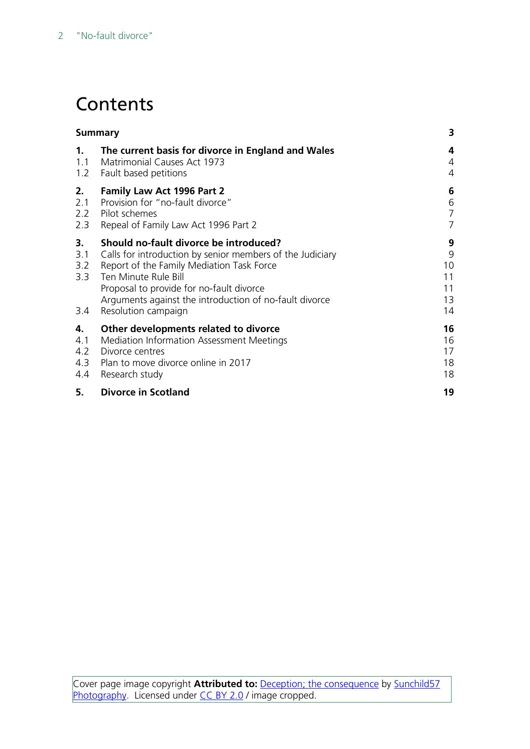# Contents

| | | |
|---|---|---|
| **Summary** | | **3** |
| **1.** | **The current basis for divorce in England and Wales** | **4** |
| 1.1 | Matrimonial Causes Act 1973 | 4 |
| 1.2 | Fault based petitions | 4 |
| **2.** | **Family Law Act 1996 Part 2** | **6** |
| 2.1 | Provision for "no-fault divorce" | 6 |
| 2.2 | Pilot schemes | 7 |
| 2.3 | Repeal of Family Law Act 1996 Part 2 | 7 |
| **3.** | **Should no-fault divorce be introduced?** | **9** |
| 3.1 | Calls for introduction by senior members of the Judiciary | 9 |
| 3.2 | Report of the Family Mediation Task Force | 10 |
| 3.3 | Ten Minute Rule Bill | 11 |
| | Proposal to provide for no-fault divorce | 11 |
| | Arguments against the introduction of no-fault divorce | 13 |
| 3.4 | Resolution campaign | 14 |
| **4.** | **Other developments related to divorce** | **16** |
| 4.1 | Mediation Information Assessment Meetings | 16 |
| 4.2 | Divorce centres | 17 |
| 4.3 | Plan to move divorce online in 2017 | 18 |
| 4.4 | Research study | 18 |
| **5.** | **Divorce in Scotland** | **19** |

Cover page image copyright **Attributed to:** Deception; the consequence by Sunchild57 Photography. Licensed under CC BY 2.0 / image cropped.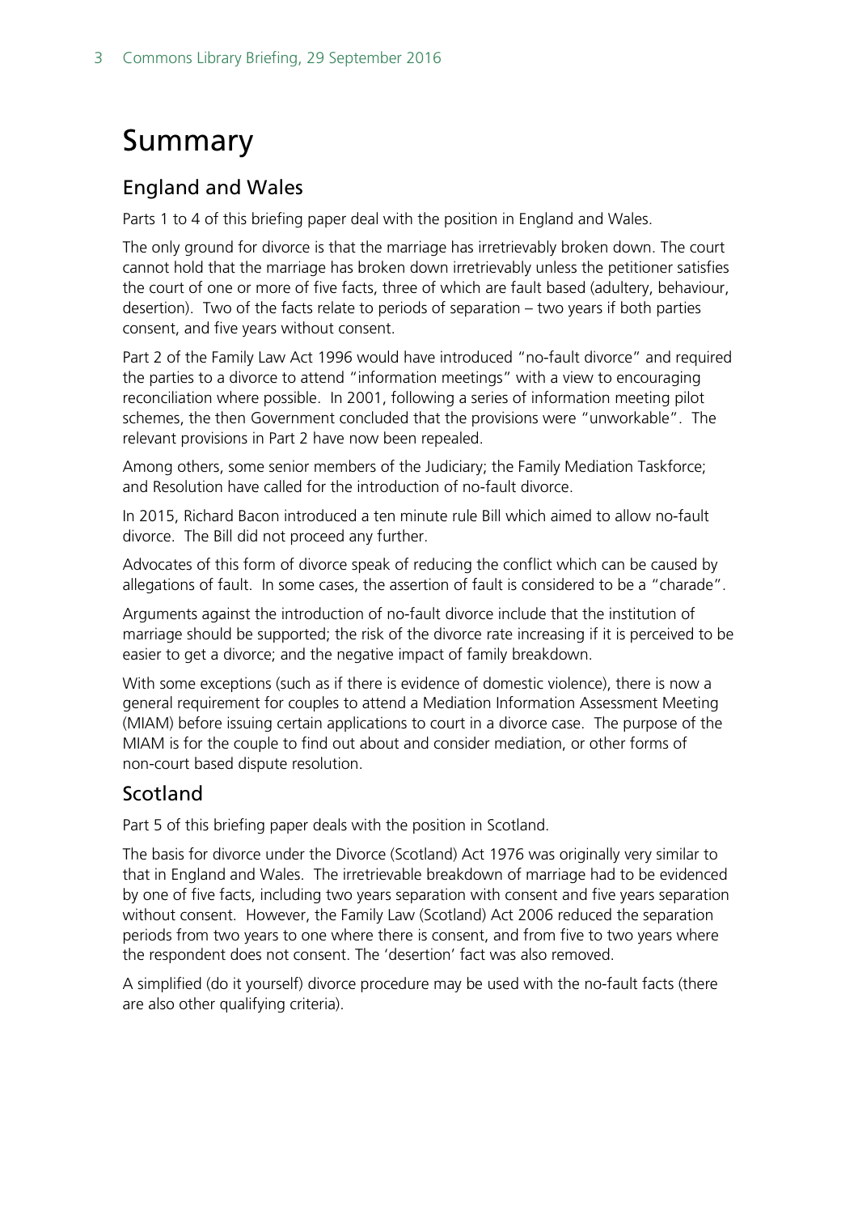# Summary

## England and Wales

Parts 1 to 4 of this briefing paper deal with the position in England and Wales.

The only ground for divorce is that the marriage has irretrievably broken down. The court cannot hold that the marriage has broken down irretrievably unless the petitioner satisfies the court of one or more of five facts, three of which are fault based (adultery, behaviour, desertion). Two of the facts relate to periods of separation – two years if both parties consent, and five years without consent.

Part 2 of the Family Law Act 1996 would have introduced "no-fault divorce" and required the parties to a divorce to attend "information meetings" with a view to encouraging reconciliation where possible. In 2001, following a series of information meeting pilot schemes, the then Government concluded that the provisions were "unworkable". The relevant provisions in Part 2 have now been repealed.

Among others, some senior members of the Judiciary; the Family Mediation Taskforce; and Resolution have called for the introduction of no-fault divorce.

In 2015, Richard Bacon introduced a ten minute rule Bill which aimed to allow no-fault divorce. The Bill did not proceed any further.

Advocates of this form of divorce speak of reducing the conflict which can be caused by allegations of fault. In some cases, the assertion of fault is considered to be a "charade".

Arguments against the introduction of no-fault divorce include that the institution of marriage should be supported; the risk of the divorce rate increasing if it is perceived to be easier to get a divorce; and the negative impact of family breakdown.

With some exceptions (such as if there is evidence of domestic violence), there is now a general requirement for couples to attend a Mediation Information Assessment Meeting (MIAM) before issuing certain applications to court in a divorce case. The purpose of the MIAM is for the couple to find out about and consider mediation, or other forms of non-court based dispute resolution.

## Scotland

Part 5 of this briefing paper deals with the position in Scotland.

The basis for divorce under the Divorce (Scotland) Act 1976 was originally very similar to that in England and Wales. The irretrievable breakdown of marriage had to be evidenced by one of five facts, including two years separation with consent and five years separation without consent. However, the Family Law (Scotland) Act 2006 reduced the separation periods from two years to one where there is consent, and from five to two years where the respondent does not consent. The 'desertion' fact was also removed.

A simplified (do it yourself) divorce procedure may be used with the no-fault facts (there are also other qualifying criteria).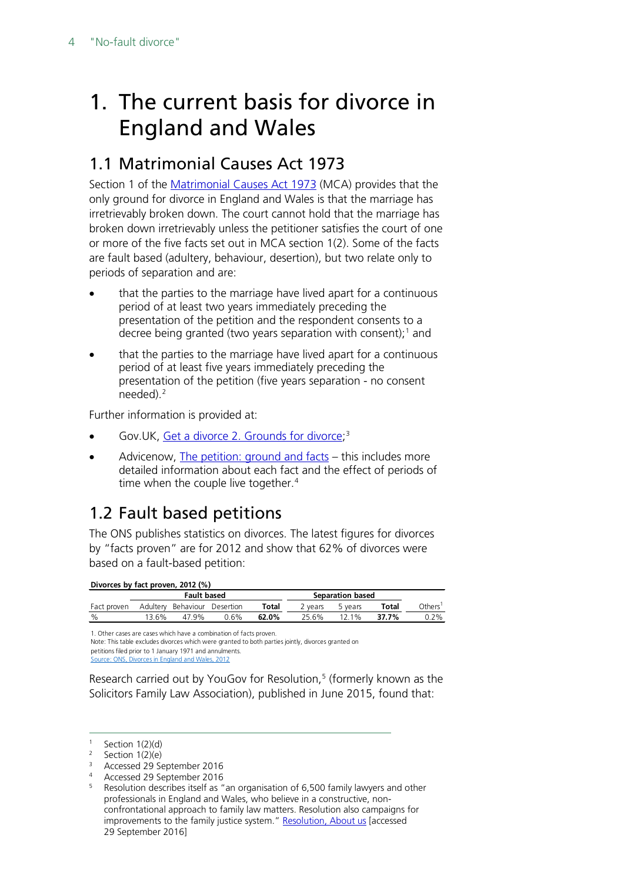# 1. The current basis for divorce in England and Wales

## 1.1 Matrimonial Causes Act 1973

Section 1 of the [Matrimonial Causes Act 1973](#) (MCA) provides that the only ground for divorce in England and Wales is that the marriage has irretrievably broken down. The court cannot hold that the marriage has broken down irretrievably unless the petitioner satisfies the court of one or more of the five facts set out in MCA section 1(2). Some of the facts are fault based (adultery, behaviour, desertion), but two relate only to periods of separation and are:

- that the parties to the marriage have lived apart for a continuous period of at least two years immediately preceding the presentation of the petition and the respondent consents to a decree being granted (two years separation with consent);[1] and
- that the parties to the marriage have lived apart for a continuous period of at least five years immediately preceding the presentation of the petition (five years separation - no consent needed).[2]

Further information is provided at:

- Gov.UK, [Get a divorce 2. Grounds for divorce](#);[3]
- Advicenow, [The petition: ground and facts](#) – this includes more detailed information about each fact and the effect of periods of time when the couple live together.[4]

## 1.2 Fault based petitions

The ONS publishes statistics on divorces. The latest figures for divorces by "facts proven" are for 2012 and show that 62% of divorces were based on a fault-based petition:

**Divorces by fact proven, 2012 (%)**

| | Fault based | | | | Separation based | | | |
|---|---|---|---|---|---|---|---|---|
| Fact proven | Adultery | Behaviour | Desertion | **Total** | 2 years | 5 years | **Total** | Others[1] |
| % | 13.6% | 47.9% | 0.6% | **62.0%** | 25.6% | 12.1% | **37.7%** | 0.2% |

1. Other cases are cases which have a combination of facts proven.
Note: This table excludes divorces which were granted to both parties jointly, divorces granted on petitions filed prior to 1 January 1971 and annulments.
[Source: ONS, Divorces in England and Wales, 2012](#)

Research carried out by YouGov for Resolution,[5] (formerly known as the Solicitors Family Law Association), published in June 2015, found that:

---

1 Section 1(2)(d)
2 Section 1(2)(e)
3 Accessed 29 September 2016
4 Accessed 29 September 2016
5 Resolution describes itself as "an organisation of 6,500 family lawyers and other professionals in England and Wales, who believe in a constructive, non-confrontational approach to family law matters. Resolution also campaigns for improvements to the family justice system." [Resolution, About us](#) [accessed 29 September 2016]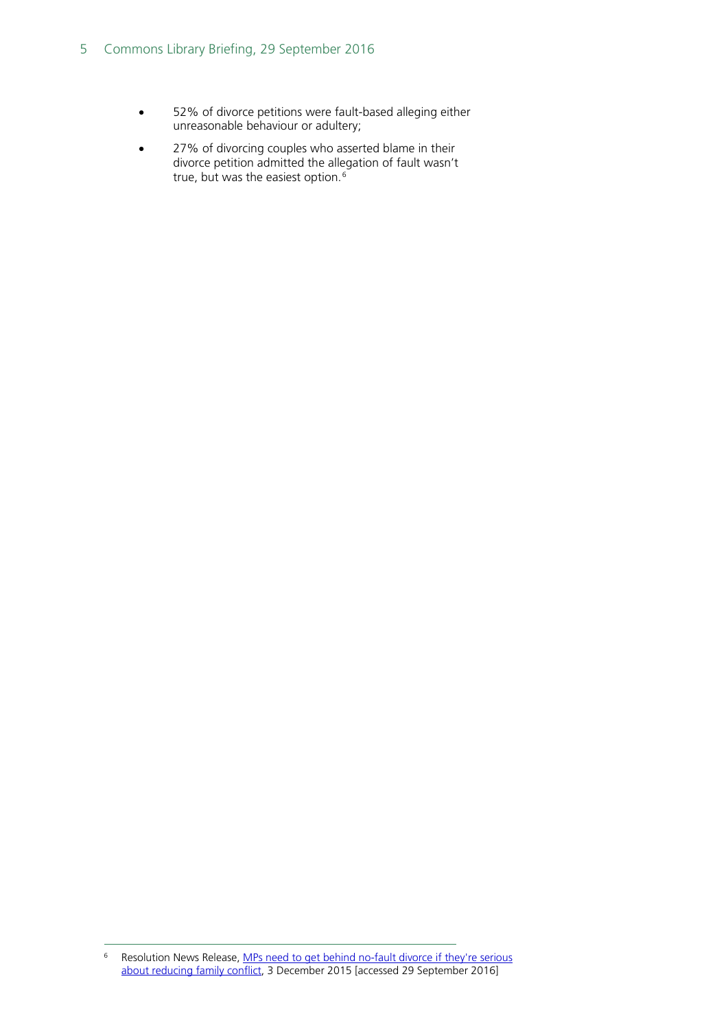- 52% of divorce petitions were fault-based alleging either unreasonable behaviour or adultery;
- 27% of divorcing couples who asserted blame in their divorce petition admitted the allegation of fault wasn't true, but was the easiest option.[6]

---

[6] Resolution News Release, MPs need to get behind no-fault divorce if they're serious about reducing family conflict, 3 December 2015 [accessed 29 September 2016]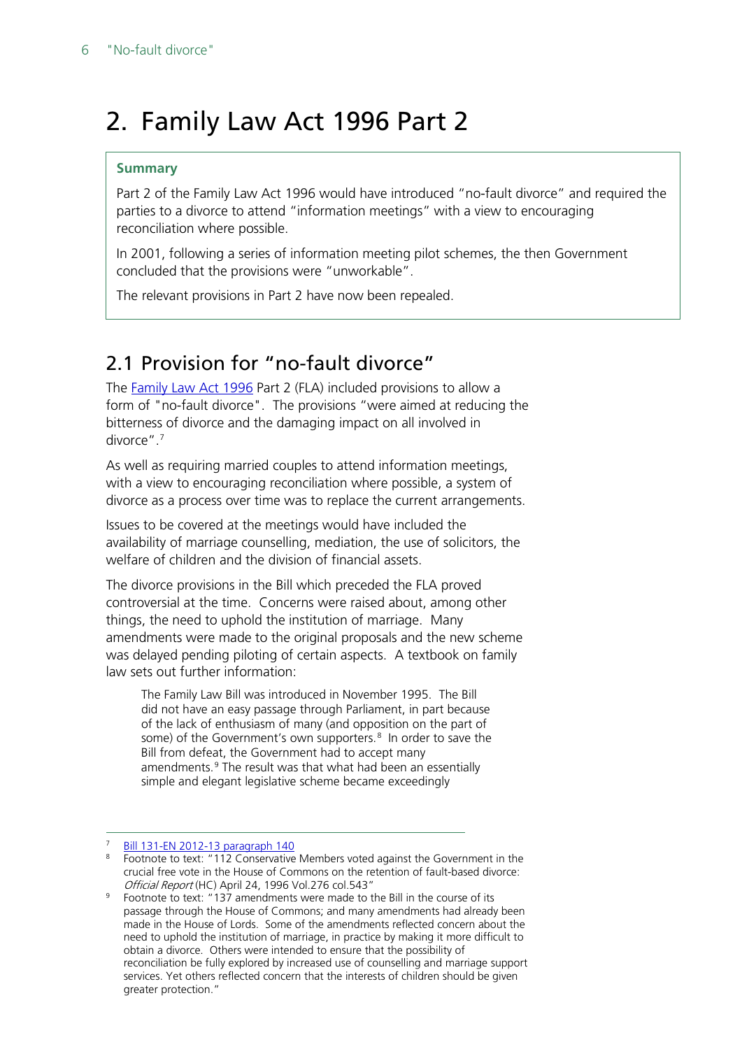# 2. Family Law Act 1996 Part 2

**Summary**

Part 2 of the Family Law Act 1996 would have introduced "no-fault divorce" and required the parties to a divorce to attend "information meetings" with a view to encouraging reconciliation where possible.

In 2001, following a series of information meeting pilot schemes, the then Government concluded that the provisions were "unworkable".

The relevant provisions in Part 2 have now been repealed.

## 2.1 Provision for "no-fault divorce"

The [Family Law Act 1996](Family Law Act 1996) Part 2 (FLA) included provisions to allow a form of "no-fault divorce". The provisions "were aimed at reducing the bitterness of divorce and the damaging impact on all involved in divorce".[7]

As well as requiring married couples to attend information meetings, with a view to encouraging reconciliation where possible, a system of divorce as a process over time was to replace the current arrangements.

Issues to be covered at the meetings would have included the availability of marriage counselling, mediation, the use of solicitors, the welfare of children and the division of financial assets.

The divorce provisions in the Bill which preceded the FLA proved controversial at the time. Concerns were raised about, among other things, the need to uphold the institution of marriage. Many amendments were made to the original proposals and the new scheme was delayed pending piloting of certain aspects. A textbook on family law sets out further information:

> The Family Law Bill was introduced in November 1995. The Bill did not have an easy passage through Parliament, in part because of the lack of enthusiasm of many (and opposition on the part of some) of the Government's own supporters.[8] In order to save the Bill from defeat, the Government had to accept many amendments.[9] The result was that what had been an essentially simple and elegant legislative scheme became exceedingly

---

[7] Bill 131-EN 2012-13 paragraph 140

[8] Footnote to text: "112 Conservative Members voted against the Government in the crucial free vote in the House of Commons on the retention of fault-based divorce: *Official Report* (HC) April 24, 1996 Vol.276 col.543"

[9] Footnote to text: "137 amendments were made to the Bill in the course of its passage through the House of Commons; and many amendments had already been made in the House of Lords. Some of the amendments reflected concern about the need to uphold the institution of marriage, in practice by making it more difficult to obtain a divorce. Others were intended to ensure that the possibility of reconciliation be fully explored by increased use of counselling and marriage support services. Yet others reflected concern that the interests of children should be given greater protection."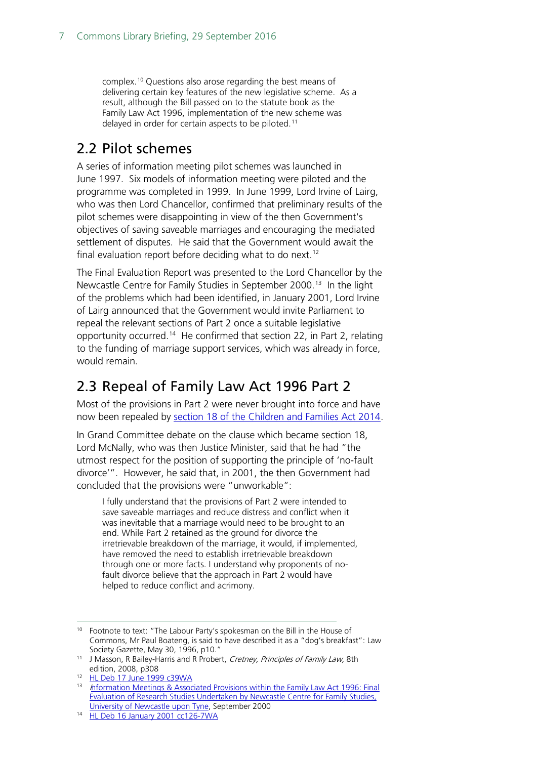complex.[10] Questions also arose regarding the best means of delivering certain key features of the new legislative scheme. As a result, although the Bill passed on to the statute book as the Family Law Act 1996, implementation of the new scheme was delayed in order for certain aspects to be piloted.[11]

## 2.2 Pilot schemes

A series of information meeting pilot schemes was launched in June 1997. Six models of information meeting were piloted and the programme was completed in 1999. In June 1999, Lord Irvine of Lairg, who was then Lord Chancellor, confirmed that preliminary results of the pilot schemes were disappointing in view of the then Government's objectives of saving saveable marriages and encouraging the mediated settlement of disputes. He said that the Government would await the final evaluation report before deciding what to do next.[12]

The Final Evaluation Report was presented to the Lord Chancellor by the Newcastle Centre for Family Studies in September 2000.[13] In the light of the problems which had been identified, in January 2001, Lord Irvine of Lairg announced that the Government would invite Parliament to repeal the relevant sections of Part 2 once a suitable legislative opportunity occurred.[14] He confirmed that section 22, in Part 2, relating to the funding of marriage support services, which was already in force, would remain.

## 2.3 Repeal of Family Law Act 1996 Part 2

Most of the provisions in Part 2 were never brought into force and have now been repealed by [section 18 of the Children and Families Act 2014](#).

In Grand Committee debate on the clause which became section 18, Lord McNally, who was then Justice Minister, said that he had "the utmost respect for the position of supporting the principle of 'no-fault divorce'". However, he said that, in 2001, the then Government had concluded that the provisions were "unworkable":

> I fully understand that the provisions of Part 2 were intended to save saveable marriages and reduce distress and conflict when it was inevitable that a marriage would need to be brought to an end. While Part 2 retained as the ground for divorce the irretrievable breakdown of the marriage, it would, if implemented, have removed the need to establish irretrievable breakdown through one or more facts. I understand why proponents of no-fault divorce believe that the approach in Part 2 would have helped to reduce conflict and acrimony.

---

[10] Footnote to text: "The Labour Party's spokesman on the Bill in the House of Commons, Mr Paul Boateng, is said to have described it as a "dog's breakfast": Law Society Gazette, May 30, 1996, p10."

[11] J Masson, R Bailey-Harris and R Probert, *Cretney, Principles of Family Law,* 8th edition, 2008, p308

[12] [HL Deb 17 June 1999 c39WA](#)

[13] [Information Meetings & Associated Provisions within the Family Law Act 1996: Final Evaluation of Research Studies Undertaken by Newcastle Centre for Family Studies, University of Newcastle upon Tyne](#), September 2000

[14] [HL Deb 16 January 2001 cc126-7WA](#)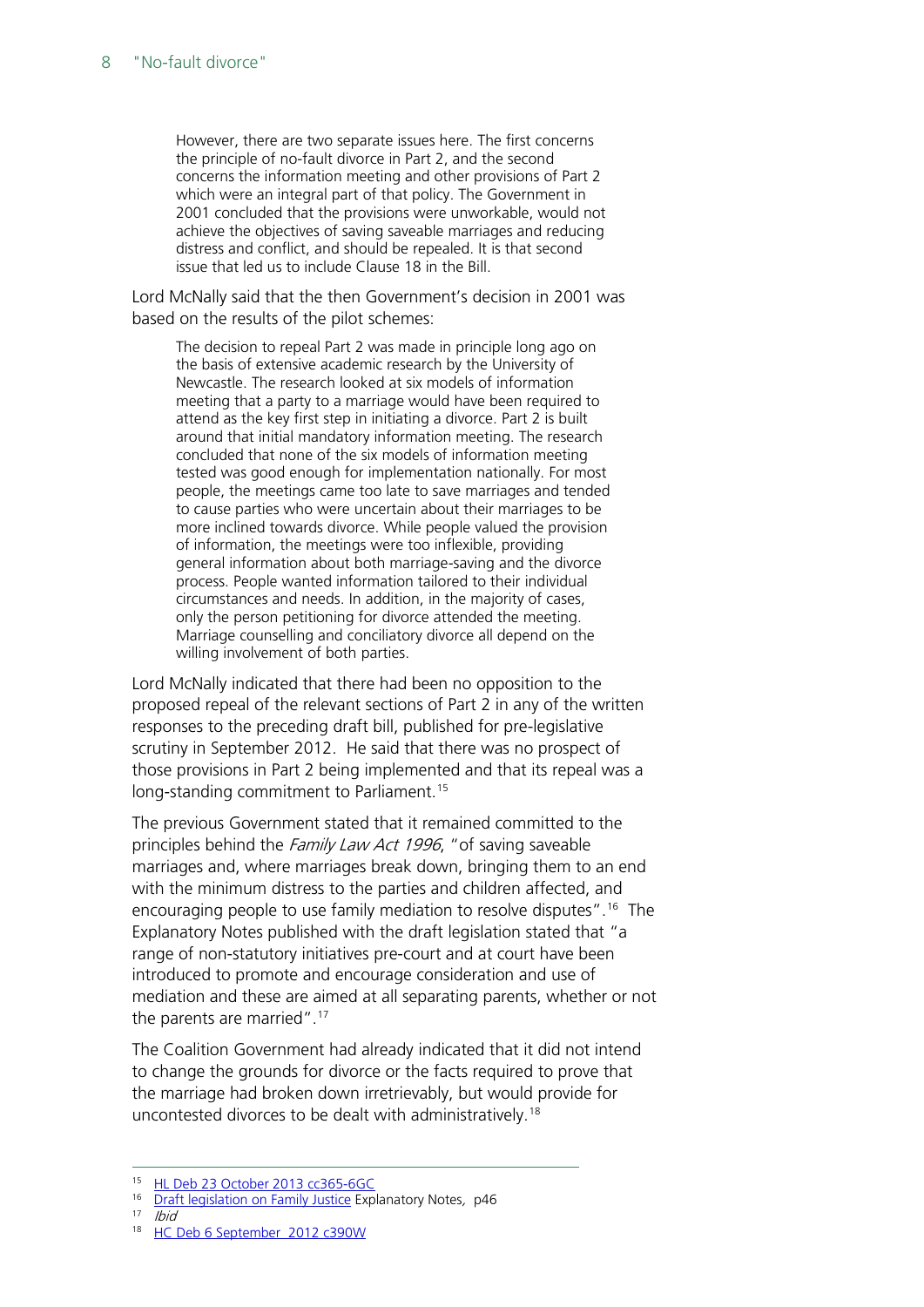> However, there are two separate issues here. The first concerns the principle of no-fault divorce in Part 2, and the second concerns the information meeting and other provisions of Part 2 which were an integral part of that policy. The Government in 2001 concluded that the provisions were unworkable, would not achieve the objectives of saving saveable marriages and reducing distress and conflict, and should be repealed. It is that second issue that led us to include Clause 18 in the Bill.

Lord McNally said that the then Government's decision in 2001 was based on the results of the pilot schemes:

> The decision to repeal Part 2 was made in principle long ago on the basis of extensive academic research by the University of Newcastle. The research looked at six models of information meeting that a party to a marriage would have been required to attend as the key first step in initiating a divorce. Part 2 is built around that initial mandatory information meeting. The research concluded that none of the six models of information meeting tested was good enough for implementation nationally. For most people, the meetings came too late to save marriages and tended to cause parties who were uncertain about their marriages to be more inclined towards divorce. While people valued the provision of information, the meetings were too inflexible, providing general information about both marriage-saving and the divorce process. People wanted information tailored to their individual circumstances and needs. In addition, in the majority of cases, only the person petitioning for divorce attended the meeting. Marriage counselling and conciliatory divorce all depend on the willing involvement of both parties.

Lord McNally indicated that there had been no opposition to the proposed repeal of the relevant sections of Part 2 in any of the written responses to the preceding draft bill, published for pre-legislative scrutiny in September 2012. He said that there was no prospect of those provisions in Part 2 being implemented and that its repeal was a long-standing commitment to Parliament.[15]

The previous Government stated that it remained committed to the principles behind the *Family Law Act 1996*, "of saving saveable marriages and, where marriages break down, bringing them to an end with the minimum distress to the parties and children affected, and encouraging people to use family mediation to resolve disputes".[16] The Explanatory Notes published with the draft legislation stated that "a range of non-statutory initiatives pre-court and at court have been introduced to promote and encourage consideration and use of mediation and these are aimed at all separating parents, whether or not the parents are married".[17]

The Coalition Government had already indicated that it did not intend to change the grounds for divorce or the facts required to prove that the marriage had broken down irretrievably, but would provide for uncontested divorces to be dealt with administratively.[18]

---

[15] HL Deb 23 October 2013 cc365-6GC

[16] Draft legislation on Family Justice Explanatory Notes, p46

[17] *Ibid*

[18] HC Deb 6 September 2012 c390W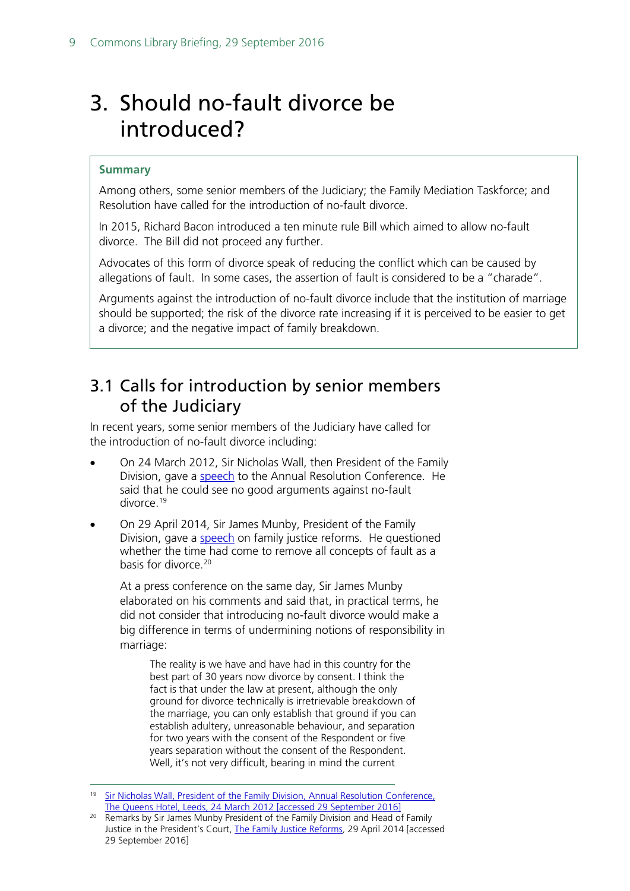# 3. Should no-fault divorce be introduced?

**Summary**

Among others, some senior members of the Judiciary; the Family Mediation Taskforce; and Resolution have called for the introduction of no-fault divorce.

In 2015, Richard Bacon introduced a ten minute rule Bill which aimed to allow no-fault divorce. The Bill did not proceed any further.

Advocates of this form of divorce speak of reducing the conflict which can be caused by allegations of fault. In some cases, the assertion of fault is considered to be a "charade".

Arguments against the introduction of no-fault divorce include that the institution of marriage should be supported; the risk of the divorce rate increasing if it is perceived to be easier to get a divorce; and the negative impact of family breakdown.

## 3.1 Calls for introduction by senior members of the Judiciary

In recent years, some senior members of the Judiciary have called for the introduction of no-fault divorce including:

- On 24 March 2012, Sir Nicholas Wall, then President of the Family Division, gave a speech to the Annual Resolution Conference. He said that he could see no good arguments against no-fault divorce.[19]

- On 29 April 2014, Sir James Munby, President of the Family Division, gave a speech on family justice reforms. He questioned whether the time had come to remove all concepts of fault as a basis for divorce.[20]

  At a press conference on the same day, Sir James Munby elaborated on his comments and said that, in practical terms, he did not consider that introducing no-fault divorce would make a big difference in terms of undermining notions of responsibility in marriage:

  > The reality is we have and have had in this country for the best part of 30 years now divorce by consent. I think the fact is that under the law at present, although the only ground for divorce technically is irretrievable breakdown of the marriage, you can only establish that ground if you can establish adultery, unreasonable behaviour, and separation for two years with the consent of the Respondent or five years separation without the consent of the Respondent. Well, it's not very difficult, bearing in mind the current

---

[19] Sir Nicholas Wall, President of the Family Division, Annual Resolution Conference, The Queens Hotel, Leeds, 24 March 2012 [accessed 29 September 2016]

[20] Remarks by Sir James Munby President of the Family Division and Head of Family Justice in the President's Court, The Family Justice Reforms, 29 April 2014 [accessed 29 September 2016]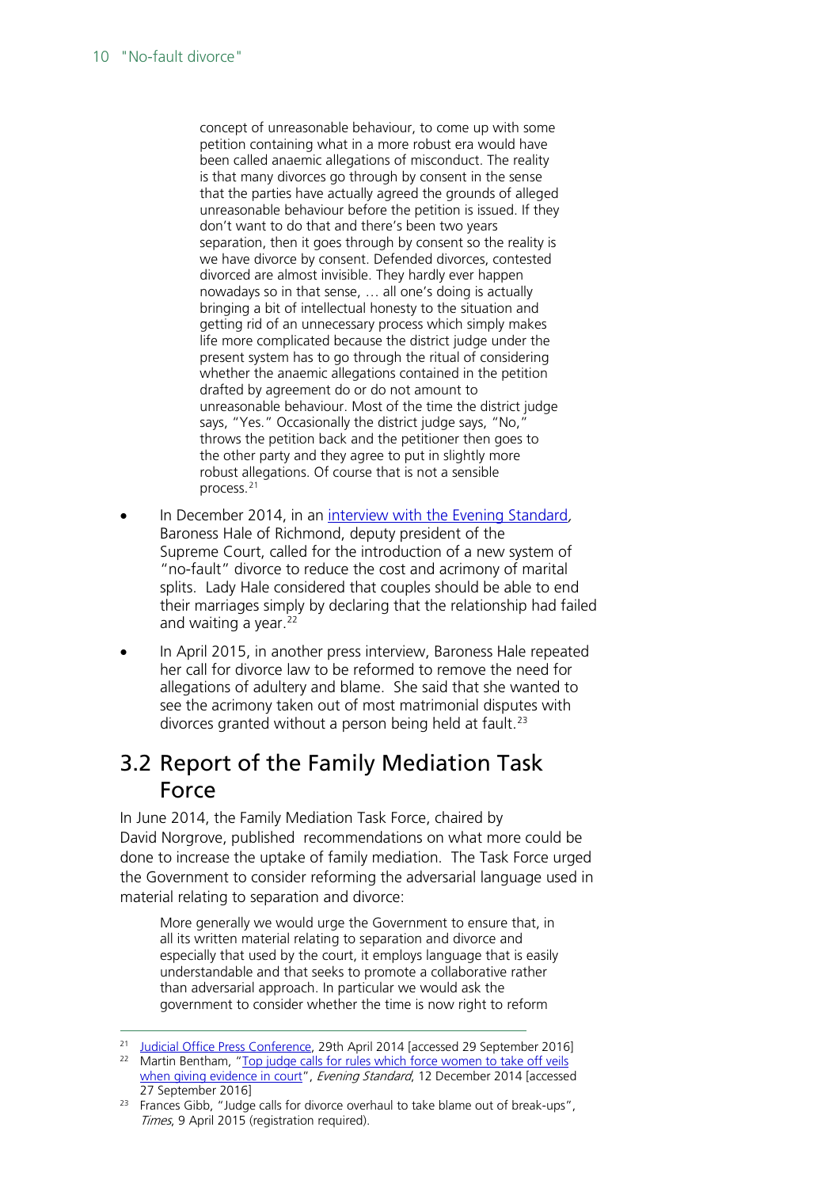> concept of unreasonable behaviour, to come up with some petition containing what in a more robust era would have been called anaemic allegations of misconduct. The reality is that many divorces go through by consent in the sense that the parties have actually agreed the grounds of alleged unreasonable behaviour before the petition is issued. If they don't want to do that and there's been two years separation, then it goes through by consent so the reality is we have divorce by consent. Defended divorces, contested divorced are almost invisible. They hardly ever happen nowadays so in that sense, … all one's doing is actually bringing a bit of intellectual honesty to the situation and getting rid of an unnecessary process which simply makes life more complicated because the district judge under the present system has to go through the ritual of considering whether the anaemic allegations contained in the petition drafted by agreement do or do not amount to unreasonable behaviour. Most of the time the district judge says, "Yes." Occasionally the district judge says, "No," throws the petition back and the petitioner then goes to the other party and they agree to put in slightly more robust allegations. Of course that is not a sensible process.[21]

- In December 2014, in an interview with the Evening Standard, Baroness Hale of Richmond, deputy president of the Supreme Court, called for the introduction of a new system of "no-fault" divorce to reduce the cost and acrimony of marital splits. Lady Hale considered that couples should be able to end their marriages simply by declaring that the relationship had failed and waiting a year.[22]
- In April 2015, in another press interview, Baroness Hale repeated her call for divorce law to be reformed to remove the need for allegations of adultery and blame. She said that she wanted to see the acrimony taken out of most matrimonial disputes with divorces granted without a person being held at fault.[23]

## 3.2 Report of the Family Mediation Task Force

In June 2014, the Family Mediation Task Force, chaired by David Norgrove, published recommendations on what more could be done to increase the uptake of family mediation. The Task Force urged the Government to consider reforming the adversarial language used in material relating to separation and divorce:

> More generally we would urge the Government to ensure that, in all its written material relating to separation and divorce and especially that used by the court, it employs language that is easily understandable and that seeks to promote a collaborative rather than adversarial approach. In particular we would ask the government to consider whether the time is now right to reform

---

[21] Judicial Office Press Conference, 29th April 2014 [accessed 29 September 2016]

[22] Martin Bentham, "Top judge calls for rules which force women to take off veils when giving evidence in court", *Evening Standard*, 12 December 2014 [accessed 27 September 2016]

[23] Frances Gibb, "Judge calls for divorce overhaul to take blame out of break-ups", *Times*, 9 April 2015 (registration required).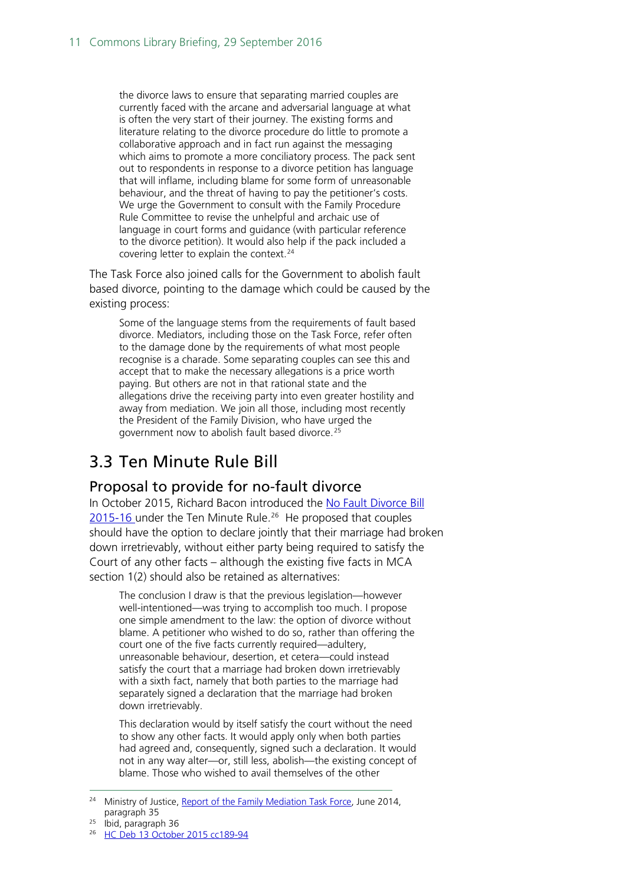> the divorce laws to ensure that separating married couples are currently faced with the arcane and adversarial language at what is often the very start of their journey. The existing forms and literature relating to the divorce procedure do little to promote a collaborative approach and in fact run against the messaging which aims to promote a more conciliatory process. The pack sent out to respondents in response to a divorce petition has language that will inflame, including blame for some form of unreasonable behaviour, and the threat of having to pay the petitioner's costs. We urge the Government to consult with the Family Procedure Rule Committee to revise the unhelpful and archaic use of language in court forms and guidance (with particular reference to the divorce petition). It would also help if the pack included a covering letter to explain the context.[24]

The Task Force also joined calls for the Government to abolish fault based divorce, pointing to the damage which could be caused by the existing process:

> Some of the language stems from the requirements of fault based divorce. Mediators, including those on the Task Force, refer often to the damage done by the requirements of what most people recognise is a charade. Some separating couples can see this and accept that to make the necessary allegations is a price worth paying. But others are not in that rational state and the allegations drive the receiving party into even greater hostility and away from mediation. We join all those, including most recently the President of the Family Division, who have urged the government now to abolish fault based divorce.[25]

## 3.3 Ten Minute Rule Bill

### Proposal to provide for no-fault divorce

In October 2015, Richard Bacon introduced the No Fault Divorce Bill 2015-16 under the Ten Minute Rule.[26] He proposed that couples should have the option to declare jointly that their marriage had broken down irretrievably, without either party being required to satisfy the Court of any other facts – although the existing five facts in MCA section 1(2) should also be retained as alternatives:

> The conclusion I draw is that the previous legislation—however well-intentioned—was trying to accomplish too much. I propose one simple amendment to the law: the option of divorce without blame. A petitioner who wished to do so, rather than offering the court one of the five facts currently required—adultery, unreasonable behaviour, desertion, et cetera—could instead satisfy the court that a marriage had broken down irretrievably with a sixth fact, namely that both parties to the marriage had separately signed a declaration that the marriage had broken down irretrievably.
>
> This declaration would by itself satisfy the court without the need to show any other facts. It would apply only when both parties had agreed and, consequently, signed such a declaration. It would not in any way alter—or, still less, abolish—the existing concept of blame. Those who wished to avail themselves of the other

---

[24] Ministry of Justice, Report of the Family Mediation Task Force, June 2014, paragraph 35

[25] Ibid, paragraph 36

[26] HC Deb 13 October 2015 cc189-94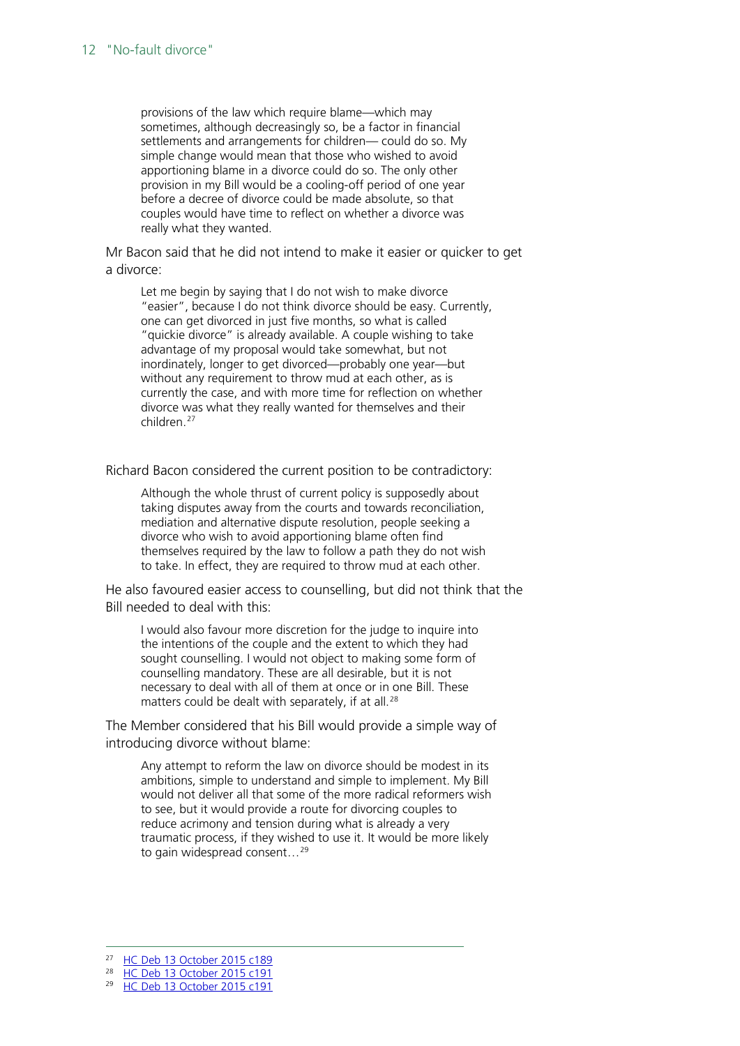> provisions of the law which require blame—which may sometimes, although decreasingly so, be a factor in financial settlements and arrangements for children— could do so. My simple change would mean that those who wished to avoid apportioning blame in a divorce could do so. The only other provision in my Bill would be a cooling-off period of one year before a decree of divorce could be made absolute, so that couples would have time to reflect on whether a divorce was really what they wanted.

Mr Bacon said that he did not intend to make it easier or quicker to get a divorce:

> Let me begin by saying that I do not wish to make divorce "easier", because I do not think divorce should be easy. Currently, one can get divorced in just five months, so what is called "quickie divorce" is already available. A couple wishing to take advantage of my proposal would take somewhat, but not inordinately, longer to get divorced—probably one year—but without any requirement to throw mud at each other, as is currently the case, and with more time for reflection on whether divorce was what they really wanted for themselves and their children.[27]

Richard Bacon considered the current position to be contradictory:

> Although the whole thrust of current policy is supposedly about taking disputes away from the courts and towards reconciliation, mediation and alternative dispute resolution, people seeking a divorce who wish to avoid apportioning blame often find themselves required by the law to follow a path they do not wish to take. In effect, they are required to throw mud at each other.

He also favoured easier access to counselling, but did not think that the Bill needed to deal with this:

> I would also favour more discretion for the judge to inquire into the intentions of the couple and the extent to which they had sought counselling. I would not object to making some form of counselling mandatory. These are all desirable, but it is not necessary to deal with all of them at once or in one Bill. These matters could be dealt with separately, if at all.[28]

The Member considered that his Bill would provide a simple way of introducing divorce without blame:

> Any attempt to reform the law on divorce should be modest in its ambitions, simple to understand and simple to implement. My Bill would not deliver all that some of the more radical reformers wish to see, but it would provide a route for divorcing couples to reduce acrimony and tension during what is already a very traumatic process, if they wished to use it. It would be more likely to gain widespread consent…[29]

---

[27] HC Deb 13 October 2015 c189

[28] HC Deb 13 October 2015 c191

[29] HC Deb 13 October 2015 c191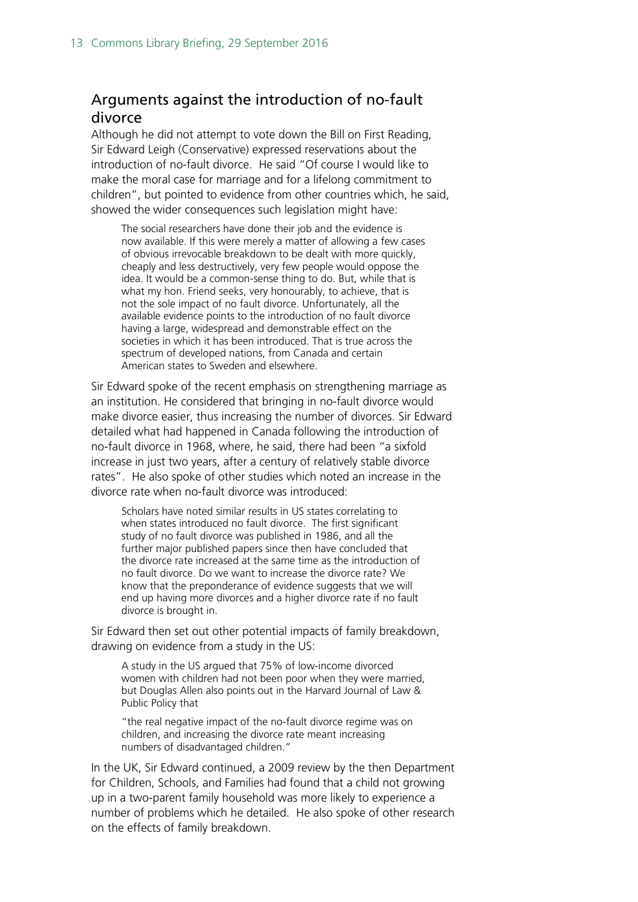## Arguments against the introduction of no-fault divorce

Although he did not attempt to vote down the Bill on First Reading, Sir Edward Leigh (Conservative) expressed reservations about the introduction of no-fault divorce. He said "Of course I would like to make the moral case for marriage and for a lifelong commitment to children", but pointed to evidence from other countries which, he said, showed the wider consequences such legislation might have:

> The social researchers have done their job and the evidence is now available. If this were merely a matter of allowing a few cases of obvious irrevocable breakdown to be dealt with more quickly, cheaply and less destructively, very few people would oppose the idea. It would be a common-sense thing to do. But, while that is what my hon. Friend seeks, very honourably, to achieve, that is not the sole impact of no fault divorce. Unfortunately, all the available evidence points to the introduction of no fault divorce having a large, widespread and demonstrable effect on the societies in which it has been introduced. That is true across the spectrum of developed nations, from Canada and certain American states to Sweden and elsewhere.

Sir Edward spoke of the recent emphasis on strengthening marriage as an institution. He considered that bringing in no-fault divorce would make divorce easier, thus increasing the number of divorces. Sir Edward detailed what had happened in Canada following the introduction of no-fault divorce in 1968, where, he said, there had been "a sixfold increase in just two years, after a century of relatively stable divorce rates". He also spoke of other studies which noted an increase in the divorce rate when no-fault divorce was introduced:

> Scholars have noted similar results in US states correlating to when states introduced no fault divorce. The first significant study of no fault divorce was published in 1986, and all the further major published papers since then have concluded that the divorce rate increased at the same time as the introduction of no fault divorce. Do we want to increase the divorce rate? We know that the preponderance of evidence suggests that we will end up having more divorces and a higher divorce rate if no fault divorce is brought in.

Sir Edward then set out other potential impacts of family breakdown, drawing on evidence from a study in the US:

> A study in the US argued that 75% of low-income divorced women with children had not been poor when they were married, but Douglas Allen also points out in the Harvard Journal of Law & Public Policy that
>
> "the real negative impact of the no-fault divorce regime was on children, and increasing the divorce rate meant increasing numbers of disadvantaged children."

In the UK, Sir Edward continued, a 2009 review by the then Department for Children, Schools, and Families had found that a child not growing up in a two-parent family household was more likely to experience a number of problems which he detailed. He also spoke of other research on the effects of family breakdown.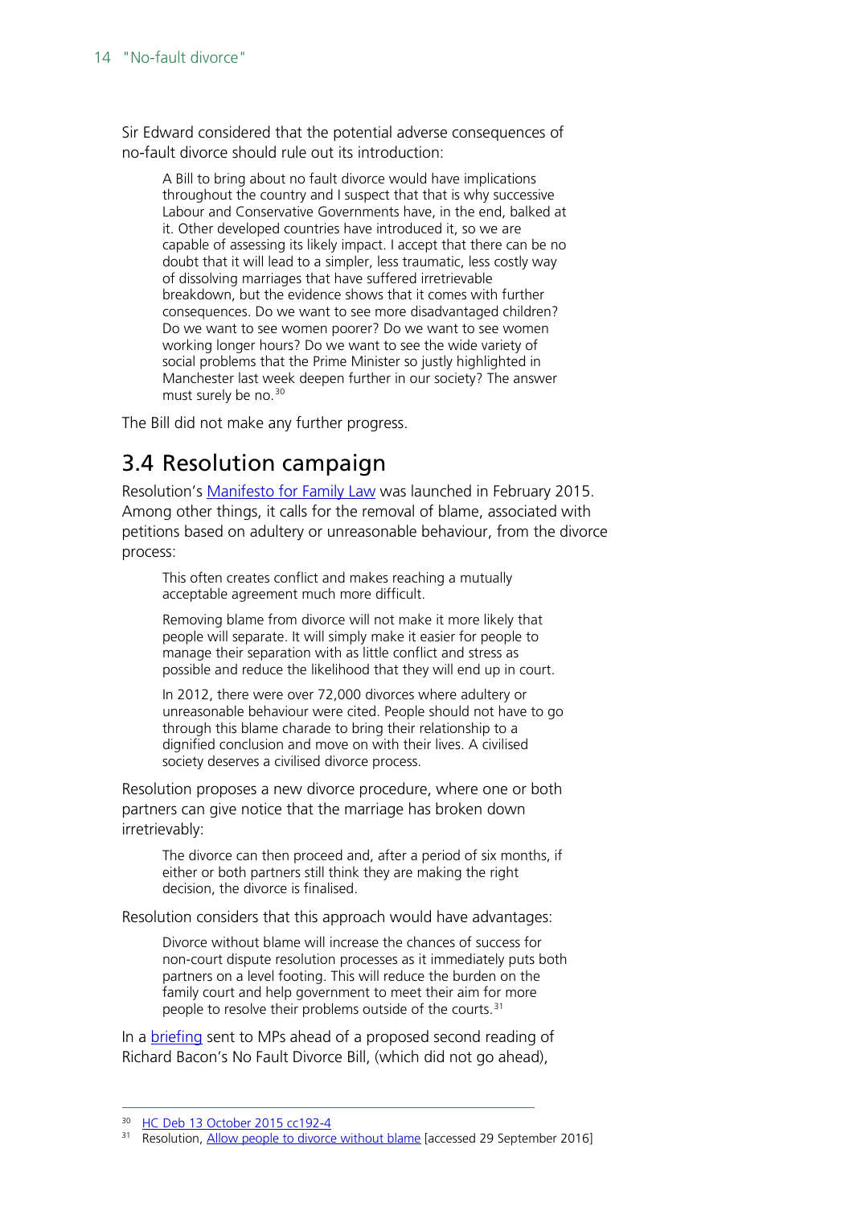Sir Edward considered that the potential adverse consequences of no-fault divorce should rule out its introduction:

> A Bill to bring about no fault divorce would have implications throughout the country and I suspect that that is why successive Labour and Conservative Governments have, in the end, balked at it. Other developed countries have introduced it, so we are capable of assessing its likely impact. I accept that there can be no doubt that it will lead to a simpler, less traumatic, less costly way of dissolving marriages that have suffered irretrievable breakdown, but the evidence shows that it comes with further consequences. Do we want to see more disadvantaged children? Do we want to see women poorer? Do we want to see women working longer hours? Do we want to see the wide variety of social problems that the Prime Minister so justly highlighted in Manchester last week deepen further in our society? The answer must surely be no.[30]

The Bill did not make any further progress.

## 3.4 Resolution campaign

Resolution's Manifesto for Family Law was launched in February 2015. Among other things, it calls for the removal of blame, associated with petitions based on adultery or unreasonable behaviour, from the divorce process:

> This often creates conflict and makes reaching a mutually acceptable agreement much more difficult.
>
> Removing blame from divorce will not make it more likely that people will separate. It will simply make it easier for people to manage their separation with as little conflict and stress as possible and reduce the likelihood that they will end up in court.
>
> In 2012, there were over 72,000 divorces where adultery or unreasonable behaviour were cited. People should not have to go through this blame charade to bring their relationship to a dignified conclusion and move on with their lives. A civilised society deserves a civilised divorce process.

Resolution proposes a new divorce procedure, where one or both partners can give notice that the marriage has broken down irretrievably:

> The divorce can then proceed and, after a period of six months, if either or both partners still think they are making the right decision, the divorce is finalised.

Resolution considers that this approach would have advantages:

> Divorce without blame will increase the chances of success for non-court dispute resolution processes as it immediately puts both partners on a level footing. This will reduce the burden on the family court and help government to meet their aim for more people to resolve their problems outside of the courts.[31]

In a briefing sent to MPs ahead of a proposed second reading of Richard Bacon's No Fault Divorce Bill, (which did not go ahead),

---

[30] HC Deb 13 October 2015 cc192-4

[31] Resolution, Allow people to divorce without blame [accessed 29 September 2016]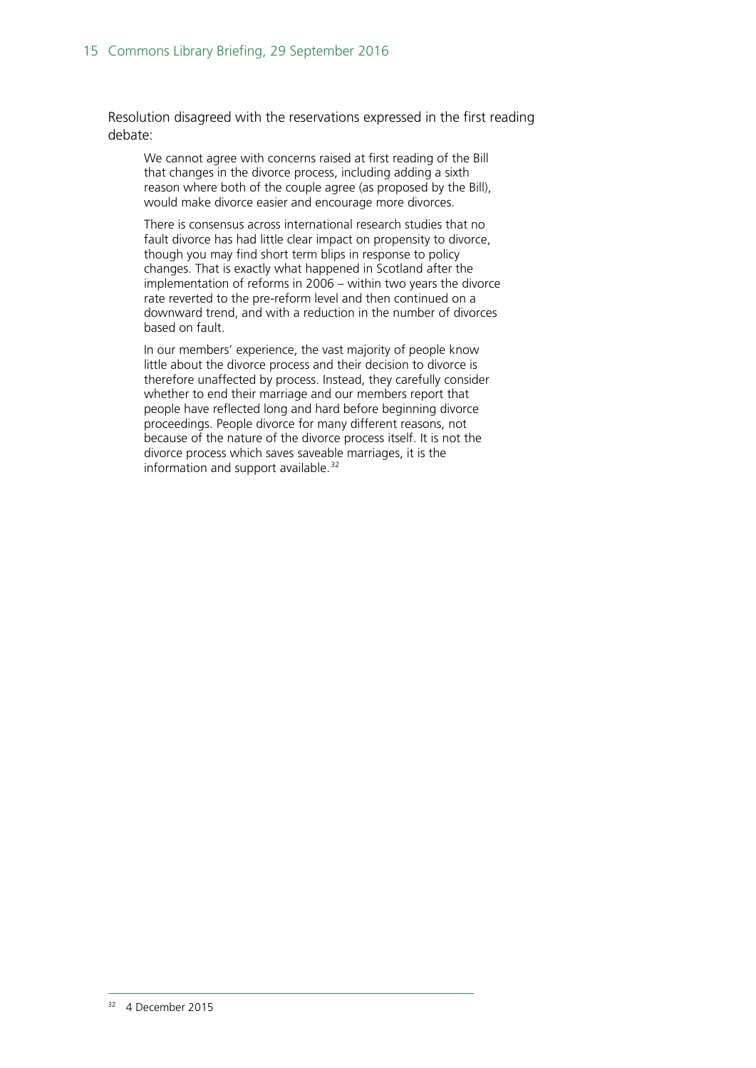Resolution disagreed with the reservations expressed in the first reading debate:

> We cannot agree with concerns raised at first reading of the Bill that changes in the divorce process, including adding a sixth reason where both of the couple agree (as proposed by the Bill), would make divorce easier and encourage more divorces.
>
> There is consensus across international research studies that no fault divorce has had little clear impact on propensity to divorce, though you may find short term blips in response to policy changes. That is exactly what happened in Scotland after the implementation of reforms in 2006 – within two years the divorce rate reverted to the pre-reform level and then continued on a downward trend, and with a reduction in the number of divorces based on fault.
>
> In our members' experience, the vast majority of people know little about the divorce process and their decision to divorce is therefore unaffected by process. Instead, they carefully consider whether to end their marriage and our members report that people have reflected long and hard before beginning divorce proceedings. People divorce for many different reasons, not because of the nature of the divorce process itself. It is not the divorce process which saves saveable marriages, it is the information and support available.[32]

---

[32] 4 December 2015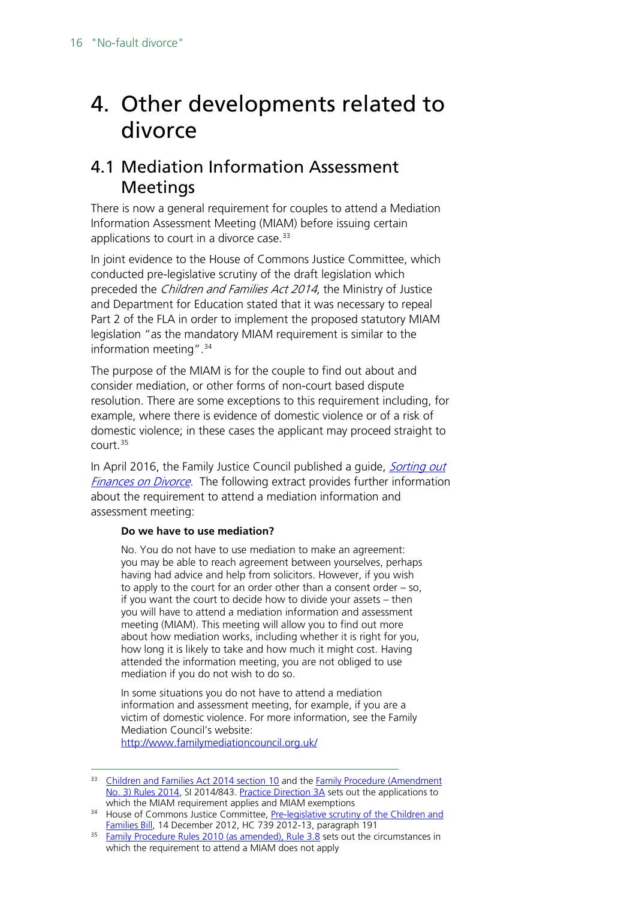# 4. Other developments related to divorce

## 4.1 Mediation Information Assessment Meetings

There is now a general requirement for couples to attend a Mediation Information Assessment Meeting (MIAM) before issuing certain applications to court in a divorce case.[33]

In joint evidence to the House of Commons Justice Committee, which conducted pre-legislative scrutiny of the draft legislation which preceded the *Children and Families Act 2014*, the Ministry of Justice and Department for Education stated that it was necessary to repeal Part 2 of the FLA in order to implement the proposed statutory MIAM legislation "as the mandatory MIAM requirement is similar to the information meeting".[34]

The purpose of the MIAM is for the couple to find out about and consider mediation, or other forms of non-court based dispute resolution. There are some exceptions to this requirement including, for example, where there is evidence of domestic violence or of a risk of domestic violence; in these cases the applicant may proceed straight to court.[35]

In April 2016, the Family Justice Council published a guide, *Sorting out Finances on Divorce*. The following extract provides further information about the requirement to attend a mediation information and assessment meeting:

> **Do we have to use mediation?**
>
> No. You do not have to use mediation to make an agreement: you may be able to reach agreement between yourselves, perhaps having had advice and help from solicitors. However, if you wish to apply to the court for an order other than a consent order – so, if you want the court to decide how to divide your assets – then you will have to attend a mediation information and assessment meeting (MIAM). This meeting will allow you to find out more about how mediation works, including whether it is right for you, how long it is likely to take and how much it might cost. Having attended the information meeting, you are not obliged to use mediation if you do not wish to do so.
>
> In some situations you do not have to attend a mediation information and assessment meeting, for example, if you are a victim of domestic violence. For more information, see the Family Mediation Council's website: http://www.familymediationcouncil.org.uk/

---

[33] Children and Families Act 2014 section 10 and the Family Procedure (Amendment No. 3) Rules 2014, SI 2014/843. Practice Direction 3A sets out the applications to which the MIAM requirement applies and MIAM exemptions

[34] House of Commons Justice Committee, Pre-legislative scrutiny of the Children and Families Bill, 14 December 2012, HC 739 2012-13, paragraph 191

[35] Family Procedure Rules 2010 (as amended), Rule 3.8 sets out the circumstances in which the requirement to attend a MIAM does not apply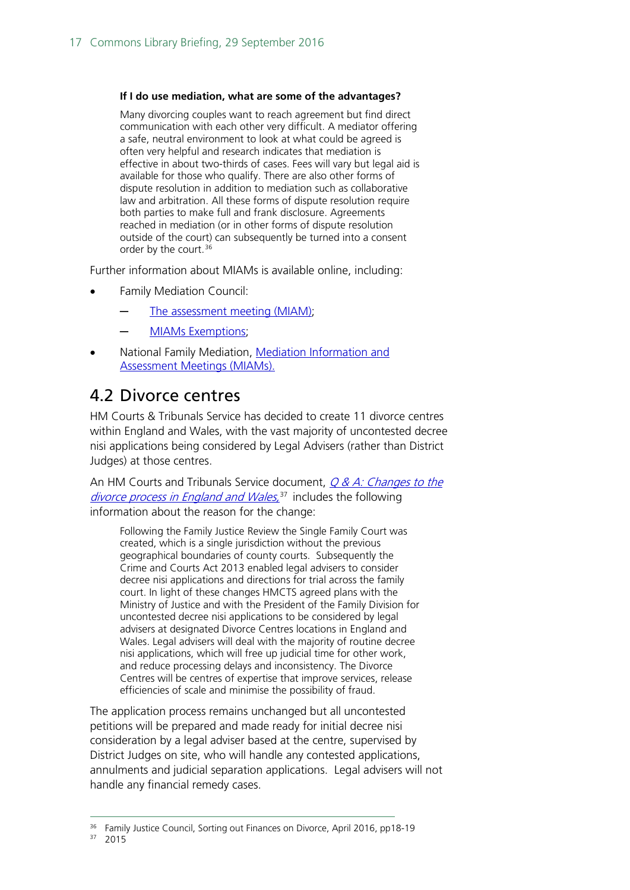> **If I do use mediation, what are some of the advantages?**
>
> Many divorcing couples want to reach agreement but find direct communication with each other very difficult. A mediator offering a safe, neutral environment to look at what could be agreed is often very helpful and research indicates that mediation is effective in about two-thirds of cases. Fees will vary but legal aid is available for those who qualify. There are also other forms of dispute resolution in addition to mediation such as collaborative law and arbitration. All these forms of dispute resolution require both parties to make full and frank disclosure. Agreements reached in mediation (or in other forms of dispute resolution outside of the court) can subsequently be turned into a consent order by the court.[36]

Further information about MIAMs is available online, including:

- Family Mediation Council:
  - The assessment meeting (MIAM);
  - MIAMs Exemptions;
- National Family Mediation, Mediation Information and Assessment Meetings (MIAMs).

## 4.2 Divorce centres

HM Courts & Tribunals Service has decided to create 11 divorce centres within England and Wales, with the vast majority of uncontested decree nisi applications being considered by Legal Advisers (rather than District Judges) at those centres.

An HM Courts and Tribunals Service document, *Q & A: Changes to the divorce process in England and Wales*,[37] includes the following information about the reason for the change:

> Following the Family Justice Review the Single Family Court was created, which is a single jurisdiction without the previous geographical boundaries of county courts. Subsequently the Crime and Courts Act 2013 enabled legal advisers to consider decree nisi applications and directions for trial across the family court. In light of these changes HMCTS agreed plans with the Ministry of Justice and with the President of the Family Division for uncontested decree nisi applications to be considered by legal advisers at designated Divorce Centres locations in England and Wales. Legal advisers will deal with the majority of routine decree nisi applications, which will free up judicial time for other work, and reduce processing delays and inconsistency. The Divorce Centres will be centres of expertise that improve services, release efficiencies of scale and minimise the possibility of fraud.

The application process remains unchanged but all uncontested petitions will be prepared and made ready for initial decree nisi consideration by a legal adviser based at the centre, supervised by District Judges on site, who will handle any contested applications, annulments and judicial separation applications. Legal advisers will not handle any financial remedy cases.

---

[36] Family Justice Council, Sorting out Finances on Divorce, April 2016, pp18-19

[37] 2015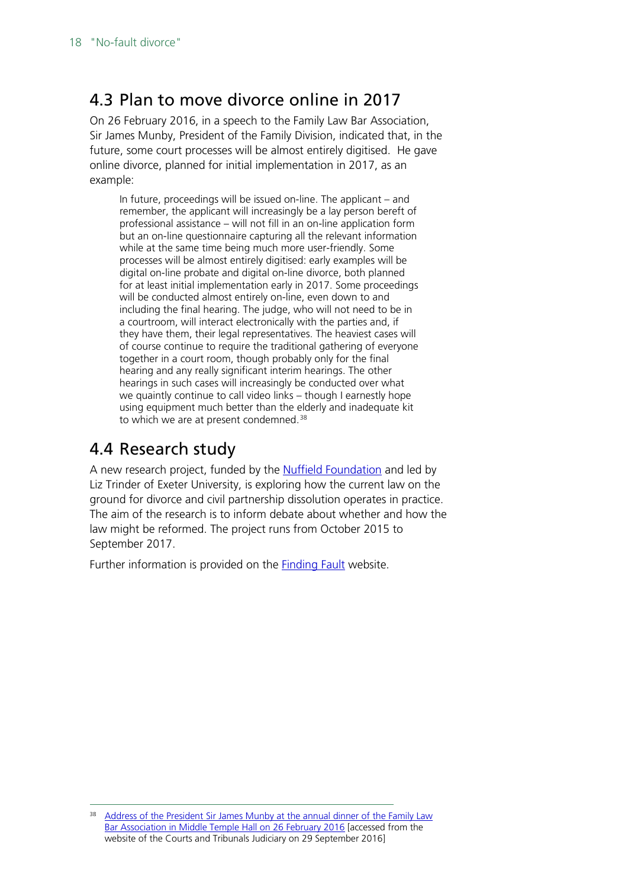## 4.3 Plan to move divorce online in 2017

On 26 February 2016, in a speech to the Family Law Bar Association, Sir James Munby, President of the Family Division, indicated that, in the future, some court processes will be almost entirely digitised. He gave online divorce, planned for initial implementation in 2017, as an example:

> In future, proceedings will be issued on-line. The applicant – and remember, the applicant will increasingly be a lay person bereft of professional assistance – will not fill in an on-line application form but an on-line questionnaire capturing all the relevant information while at the same time being much more user-friendly. Some processes will be almost entirely digitised: early examples will be digital on-line probate and digital on-line divorce, both planned for at least initial implementation early in 2017. Some proceedings will be conducted almost entirely on-line, even down to and including the final hearing. The judge, who will not need to be in a courtroom, will interact electronically with the parties and, if they have them, their legal representatives. The heaviest cases will of course continue to require the traditional gathering of everyone together in a court room, though probably only for the final hearing and any really significant interim hearings. The other hearings in such cases will increasingly be conducted over what we quaintly continue to call video links – though I earnestly hope using equipment much better than the elderly and inadequate kit to which we are at present condemned.[38]

## 4.4 Research study

A new research project, funded by the Nuffield Foundation and led by Liz Trinder of Exeter University, is exploring how the current law on the ground for divorce and civil partnership dissolution operates in practice. The aim of the research is to inform debate about whether and how the law might be reformed. The project runs from October 2015 to September 2017.

Further information is provided on the Finding Fault website.

---

[38] Address of the President Sir James Munby at the annual dinner of the Family Law Bar Association in Middle Temple Hall on 26 February 2016 [accessed from the website of the Courts and Tribunals Judiciary on 29 September 2016]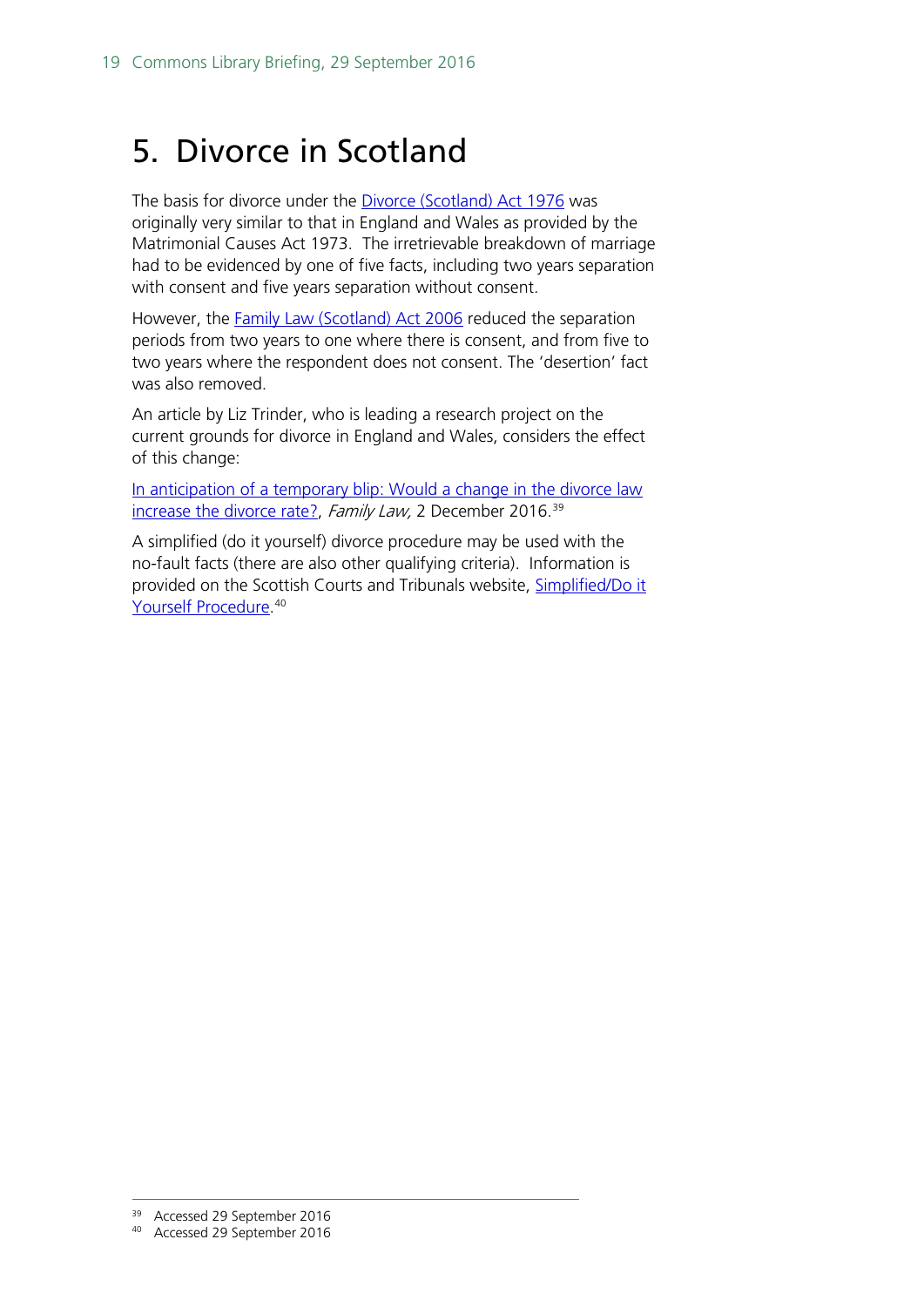# 5. Divorce in Scotland

The basis for divorce under the Divorce (Scotland) Act 1976 was originally very similar to that in England and Wales as provided by the Matrimonial Causes Act 1973. The irretrievable breakdown of marriage had to be evidenced by one of five facts, including two years separation with consent and five years separation without consent.

However, the Family Law (Scotland) Act 2006 reduced the separation periods from two years to one where there is consent, and from five to two years where the respondent does not consent. The 'desertion' fact was also removed.

An article by Liz Trinder, who is leading a research project on the current grounds for divorce in England and Wales, considers the effect of this change:

In anticipation of a temporary blip: Would a change in the divorce law increase the divorce rate?, *Family Law,* 2 December 2016.[39]

A simplified (do it yourself) divorce procedure may be used with the no-fault facts (there are also other qualifying criteria). Information is provided on the Scottish Courts and Tribunals website, Simplified/Do it Yourself Procedure.[40]

---

[39] Accessed 29 September 2016

[40] Accessed 29 September 2016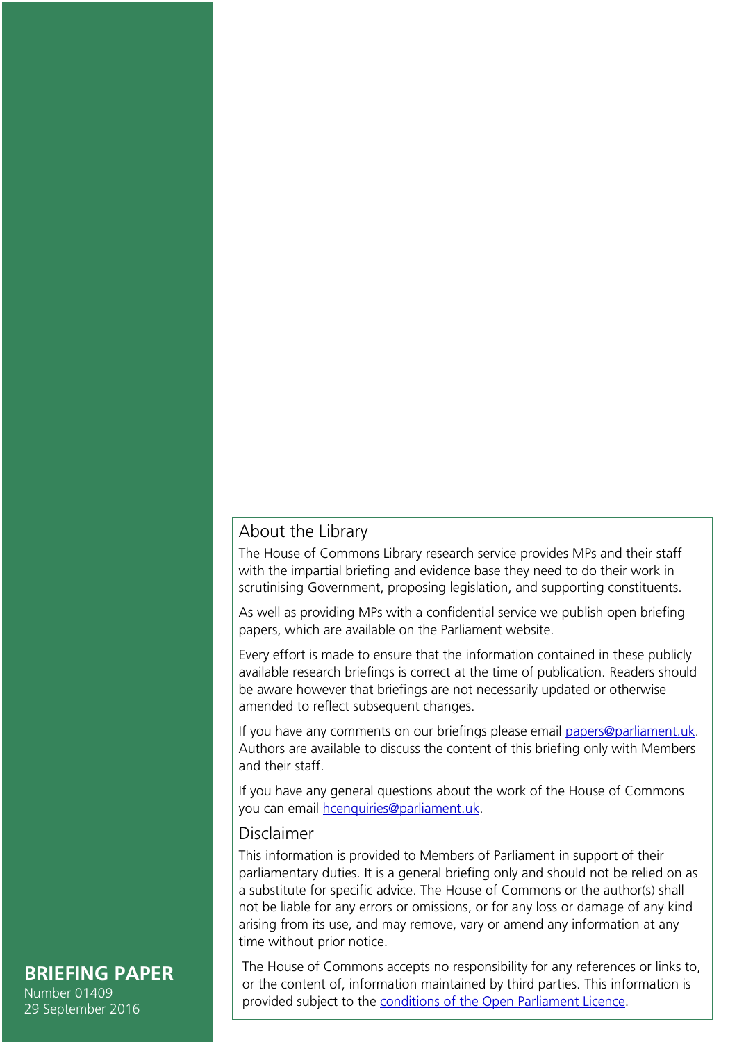## About the Library

The House of Commons Library research service provides MPs and their staff with the impartial briefing and evidence base they need to do their work in scrutinising Government, proposing legislation, and supporting constituents.

As well as providing MPs with a confidential service we publish open briefing papers, which are available on the Parliament website.

Every effort is made to ensure that the information contained in these publicly available research briefings is correct at the time of publication. Readers should be aware however that briefings are not necessarily updated or otherwise amended to reflect subsequent changes.

If you have any comments on our briefings please email [papers@parliament.uk](mailto:papers@parliament.uk). Authors are available to discuss the content of this briefing only with Members and their staff.

If you have any general questions about the work of the House of Commons you can email [hcenquiries@parliament.uk](mailto:hcenquiries@parliament.uk).

## Disclaimer

This information is provided to Members of Parliament in support of their parliamentary duties. It is a general briefing only and should not be relied on as a substitute for specific advice. The House of Commons or the author(s) shall not be liable for any errors or omissions, or for any loss or damage of any kind arising from its use, and may remove, vary or amend any information at any time without prior notice.

The House of Commons accepts no responsibility for any references or links to, or the content of, information maintained by third parties. This information is provided subject to the conditions of the Open Parliament Licence.

**BRIEFING PAPER**
Number 01409
29 September 2016